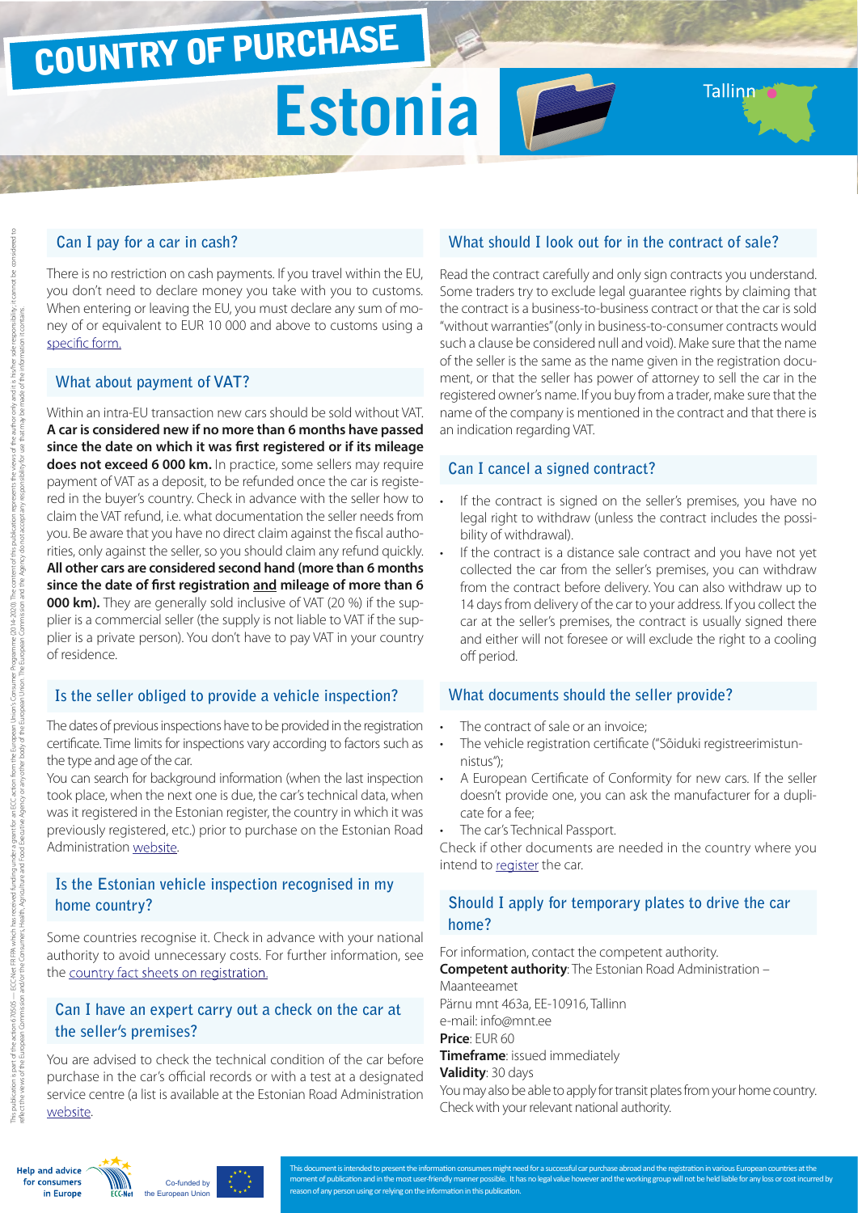# COUNTRY OF PURCHASE

# Estonia

Tallinn

## Can I pay for a car in cash?

There is no restriction on cash payments. If you travel within the EU, you don't need to declare money you take with you to customs. When entering or leaving the EU, you must declare any sum of money of or equivalent to EUR 10 000 and above to customs using a specific form.

## What about payment of VAT?

Within an intra-EU transaction new cars should be sold without VAT. **A car is considered new if no more than 6 months have passed since the date on which it was first registered or if its mileage does not exceed 6 000 km.** In practice, some sellers may require payment of VAT as a deposit, to be refunded once the car is registered in the buyer's country. Check in advance with the seller how to claim the VAT refund, i.e. what documentation the seller needs from you. Be aware that you have no direct claim against the fiscal authorities, only against the seller, so you should claim any refund quickly. **All other cars are considered second hand (more than 6 months since the date of first registration and mileage of more than 6 000 km).** They are generally sold inclusive of VAT (20 %) if the supplier is a commercial seller (the supply is not liable to VAT if the supplier is a private person). You don't have to pay VAT in your country of residence.

## Is the seller obliged to provide a vehicle inspection?

The dates of previous inspections have to be provided in the registration certificate. Time limits for inspections vary according to factors such as the type and age of the car.

You can search for background information (when the last inspection took place, when the next one is due, the car's technical data, when was it registered in the Estonian register, the country in which it was previously registered, etc.) prior to purchase on the Estonian Road Administration website.

## Is the Estonian vehicle inspection recognised in my home country?

Some countries recognise it. Check in advance with your national authority to avoid unnecessary costs. For further information, see the country fact sheets on registration.

## Can I have an expert carry out a check on the car at the seller's premises?

You are advised to check the technical condition of the car before purchase in the car's official records or with a test at a designated service centre (a list is available at the Estonian Road Administration website.

## What should I look out for in the contract of sale?

Read the contract carefully and only sign contracts you understand. Some traders try to exclude legal guarantee rights by claiming that the contract is a business-to-business contract or that the car is sold "without warranties" (only in business-to-consumer contracts would such a clause be considered null and void). Make sure that the name of the seller is the same as the name given in the registration document, or that the seller has power of attorney to sell the car in the registered owner's name. If you buy from a trader, make sure that the name of the company is mentioned in the contract and that there is an indication regarding VAT.

## Can I cancel a signed contract?

- If the contract is signed on the seller's premises, you have no legal right to withdraw (unless the contract includes the possibility of withdrawal).
- If the contract is a distance sale contract and you have not yet collected the car from the seller's premises, you can withdraw from the contract before delivery. You can also withdraw up to 14 days from delivery of the car to your address. If you collect the car at the seller's premises, the contract is usually signed there and either will not foresee or will exclude the right to a cooling off period.

## What documents should the seller provide?

- The contract of sale or an invoice;
- The vehicle registration certificate ("Sõiduki registreerimistunnistus");
- A European Certificate of Conformity for new cars. If the seller doesn't provide one, you can ask the manufacturer for a duplicate for a fee;
- The car's Technical Passport.

Check if other documents are needed in the country where you intend to register the car.

## Should I apply for temporary plates to drive the car home?

For information, contact the competent authority.

**Competent authority**: The Estonian Road Administration – Maanteeamet
Pärnu mnt 463a, EE-10916, Tallinn
e-mail: info@mnt.ee

**Price**: EUR 60

**Timeframe**: issued immediately

**Validity**: 30 days

You may also be able to apply for transit plates from your home country. Check with your relevant national authority.

Help and advice for consumers in Europe — ECC-Net — Co-funded by the European Union

This document is intended to present the information consumers might need for a successful car purchase abroad and the registration in various European countries at the moment of publication and in the most user-friendly manner possible. It has no legal value however and the working group will not be held liable for any loss or cost incurred by reason of any person using or relying on the information in this publication.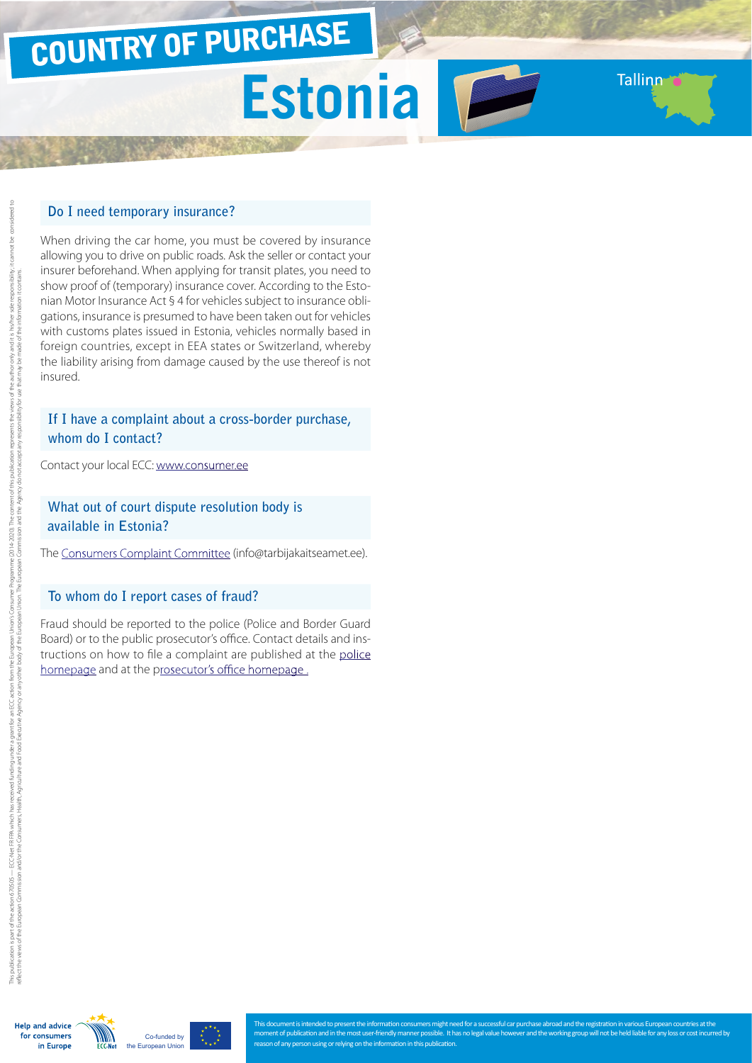# COUNTRY OF PURCHASE

# Estonia

Tallinn

### Do I need temporary insurance?

When driving the car home, you must be covered by insurance allowing you to drive on public roads. Ask the seller or contact your insurer beforehand. When applying for transit plates, you need to show proof of (temporary) insurance cover. According to the Estonian Motor Insurance Act § 4 for vehicles subject to insurance obligations, insurance is presumed to have been taken out for vehicles with customs plates issued in Estonia, vehicles normally based in foreign countries, except in EEA states or Switzerland, whereby the liability arising from damage caused by the use thereof is not insured.

### If I have a complaint about a cross-border purchase, whom do I contact?

Contact your local ECC: www.consumer.ee

### What out of court dispute resolution body is available in Estonia?

The Consumers Complaint Committee (info@tarbijakaitseamet.ee).

### To whom do I report cases of fraud?

Fraud should be reported to the police (Police and Border Guard Board) or to the public prosecutor's office. Contact details and instructions on how to file a complaint are published at the police homepage and at the prosecutor's office homepage .

This publication is part of the action 670505 — ECC-Net FR FPA which has received funding under a grant for an ECC action from the European Union's Consumer Programme (2014-2020). The content of this publication represents the views of the author only and it is his/her sole responsibility; it cannot be considered to reflect the views of the European Commission and/or the Consumers, Health, Agriculture and Food Executive Agency or any other body of the European Union. The European Commission and the Agency do not accept any responsibility for use that may be made of the information it contains.

Help and advice for consumers in Europe

ECC-Net

Co-funded by the European Union

This document is intended to present the information consumers might need for a successful car purchase abroad and the registration in various European countries at the moment of publication and in the most user-friendly manner possible. It has no legal value however and the working group will not be held liable for any loss or cost incurred by reason of any person using or relying on the information in this publication.